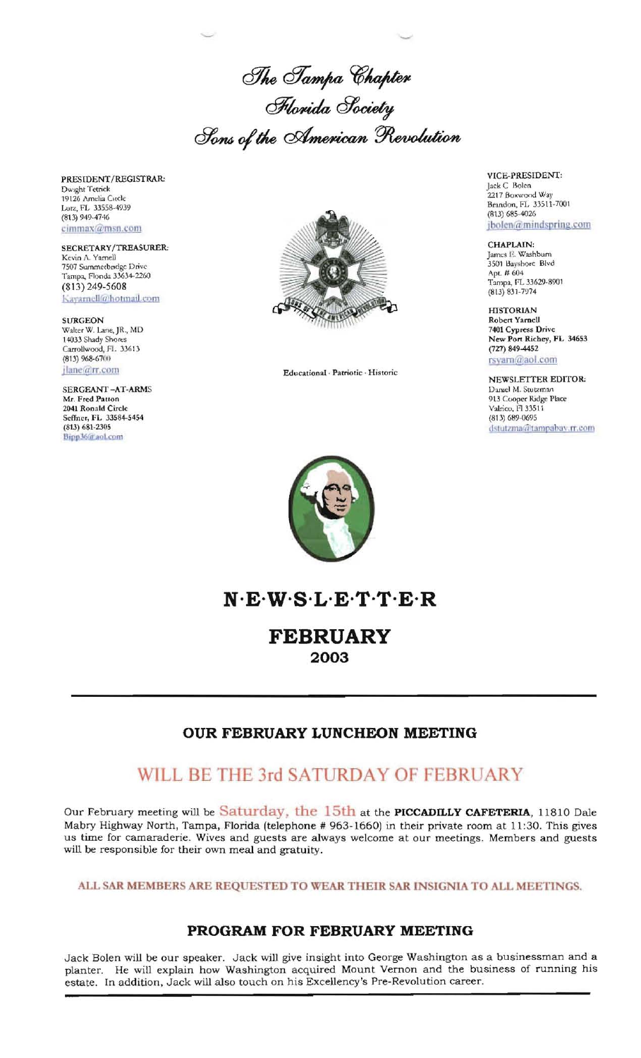# The Tampa Chapter
# Florida Society
# Sons of the American Revolution

**PRESIDENT/REGISTRAR:**
Dwight Tetrick
19126 Amelia Circle
Lutz, FL 33558-4939
(813) 949-4746
cimmax@msn.com

**SECRETARY/TREASURER:**
Kevin A. Yarnell
7507 Summerbridge Drive
Tampa, Florida 33634-2260
(813) 249-5608
Kayarnell@hotmail.com

**SURGEON**
Walter W. Lane, JR., MD
14033 Shady Shores
Carrollwood, Fl. 33613
(813) 968-6700
jlane@rr.com

**SERGEANT-AT-ARMS**
Mr. Fred Patton
2041 Ronald Circle
Seffner, FL 33584-5454
(813) 681-2305
Bipp36@aol.com

Educational · Patriotic · Historic

**VICE-PRESIDENT:**
Jack C. Bolen
2217 Boxwood Way
Brandon, FL 33511-7001
(813) 685-4026
jbolen@mindspring.com

**CHAPLAIN:**
James E. Washburn
3501 Bayshore Blvd
Apt. # 604
Tampa, FL 33629-8901
(813) 831-7974

**HISTORIAN**
Robert Yarnell
7401 Cypress Drive
New Port Richey, FL 34653
(727) 849-4452
rsyarn@aol.com

**NEWSLETTER EDITOR:**
Daniel M. Stutzman
913 Cooper Ridge Place
Valrico, Fl 33511
(813) 689-0695
dstutzma@tampabay.rr.com

# N·E·W·S·L·E·T·T·E·R

## FEBRUARY
## 2003

---

### OUR FEBRUARY LUNCHEON MEETING

## WILL BE THE 3rd SATURDAY OF FEBRUARY

Our February meeting will be Saturday, the 15th at the **PICCADILLY CAFETERIA**, 11810 Dale Mabry Highway North, Tampa, Florida (telephone # 963-1660) in their private room at 11:30. This gives us time for camaraderie. Wives and guests are always welcome at our meetings. Members and guests will be responsible for their own meal and gratuity.

**ALL SAR MEMBERS ARE REQUESTED TO WEAR THEIR SAR INSIGNIA TO ALL MEETINGS.**

### PROGRAM FOR FEBRUARY MEETING

Jack Bolen will be our speaker. Jack will give insight into George Washington as a businessman and a planter. He will explain how Washington acquired Mount Vernon and the business of running his estate. In addition, Jack will also touch on his Excellency's Pre-Revolution career.

---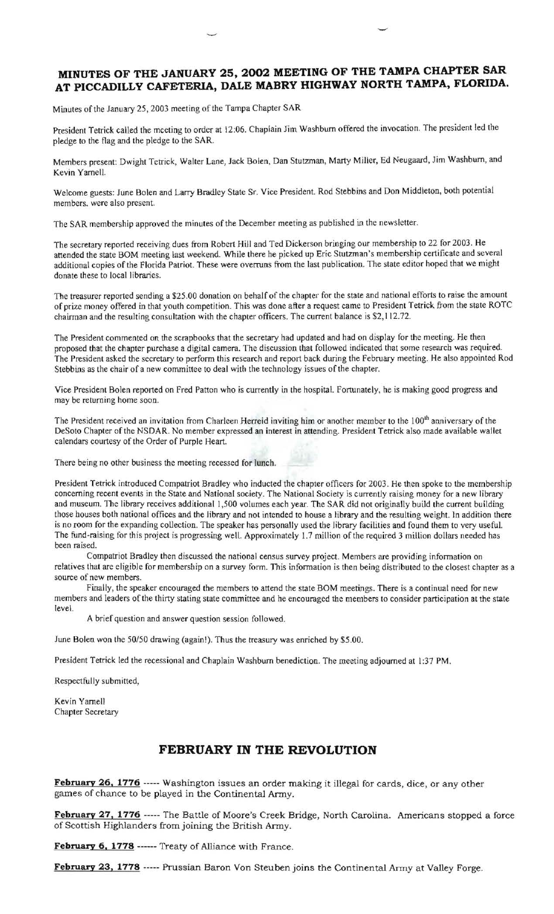## MINUTES OF THE JANUARY 25, 2002 MEETING OF THE TAMPA CHAPTER SAR AT PICCADILLY CAFETERIA, DALE MABRY HIGHWAY NORTH TAMPA, FLORIDA.

Minutes of the January 25, 2003 meeting of the Tampa Chapter SAR

President Tetrick called the meeting to order at 12:06. Chaplain Jim Washburn offered the invocation. The president led the pledge to the flag and the pledge to the SAR.

Members present: Dwight Tetrick, Walter Lane, Jack Bolen, Dan Stutzman, Marty Miller, Ed Neugaard, Jim Washburn, and Kevin Yarnell.

Welcome guests: June Bolen and Larry Bradley State Sr. Vice President. Rod Stebbins and Don Middleton, both potential members, were also present.

The SAR membership approved the minutes of the December meeting as published in the newsletter.

The secretary reported receiving dues from Robert Hill and Ted Dickerson bringing our membership to 22 for 2003. He attended the state BOM meeting last weekend. While there he picked up Eric Stutzman's membership certificate and several additional copies of the Florida Patriot. These were overruns from the last publication. The state editor hoped that we might donate these to local libraries.

The treasurer reported sending a $25.00 donation on behalf of the chapter for the state and national efforts to raise the amount of prize money offered in that youth competition. This was done after a request came to President Tetrick from the state ROTC chairman and the resulting consultation with the chapter officers. The current balance is $2,112.72.

The President commented on the scrapbooks that the secretary had updated and had on display for the meeting. He then proposed that the chapter purchase a digital camera. The discussion that followed indicated that some research was required. The President asked the secretary to perform this research and report back during the February meeting. He also appointed Rod Stebbins as the chair of a new committee to deal with the technology issues of the chapter.

Vice President Bolen reported on Fred Patton who is currently in the hospital. Fortunately, he is making good progress and may be returning home soon.

The President received an invitation from Charleen Herreid inviting him or another member to the 100th anniversary of the DeSoto Chapter of the NSDAR. No member expressed an interest in attending. President Tetrick also made available wallet calendars courtesy of the Order of Purple Heart.

There being no other business the meeting recessed for lunch.

President Tetrick introduced Compatriot Bradley who inducted the chapter officers for 2003. He then spoke to the membership concerning recent events in the State and National society. The National Society is currently raising money for a new library and museum. The library receives additional 1,500 volumes each year. The SAR did not originally build the current building those houses both national offices and the library and not intended to house a library and the resulting weight. In addition there is no room for the expanding collection. The speaker has personally used the library facilities and found them to very useful. The fund-raising for this project is progressing well. Approximately 1.7 million of the required 3 million dollars needed has been raised.

Compatriot Bradley then discussed the national census survey project. Members are providing information on relatives that are eligible for membership on a survey form. This information is then being distributed to the closest chapter as a source of new members.

Finally, the speaker encouraged the members to attend the state BOM meetings. There is a continual need for new members and leaders of the thirty stating state committee and he encouraged the members to consider participation at the state level.

A brief question and answer question session followed.

June Bolen won the 50/50 drawing (again!). Thus the treasury was enriched by $5.00.

President Tetrick led the recessional and Chaplain Washburn benediction. The meeting adjourned at 1:37 PM.

Respectfully submitted,

Kevin Yarnell
Chapter Secretary

## FEBRUARY IN THE REVOLUTION

**February 26, 1776** ----- Washington issues an order making it illegal for cards, dice, or any other games of chance to be played in the Continental Army.

**February 27, 1776** ----- The Battle of Moore's Creek Bridge, North Carolina. Americans stopped a force of Scottish Highlanders from joining the British Army.

**February 6, 1778** ------ Treaty of Alliance with France.

**February 23, 1778** ----- Prussian Baron Von Steuben joins the Continental Army at Valley Forge.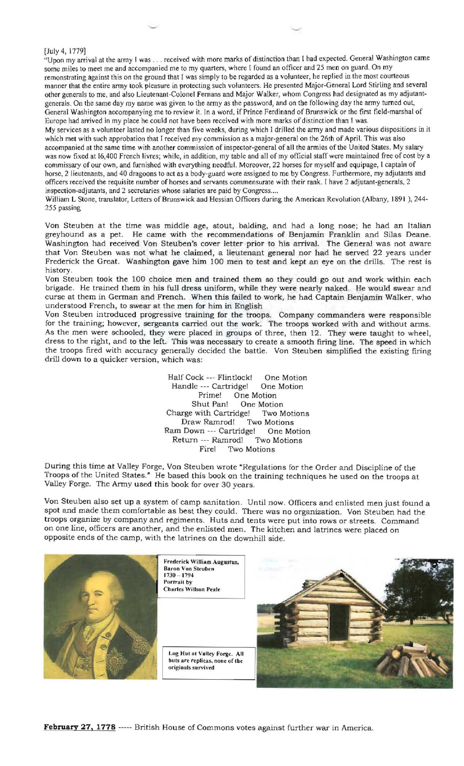[July 4, 1779]

"Upon my arrival at the army I was . . . received with more marks of distinction than I had expected. General Washington came some miles to meet me and accompanied me to my quarters, where I found an officer and 25 men on guard. On my remonstrating against this on the ground that I was simply to be regarded as a volunteer, he replied in the most courteous manner that the entire army took pleasure in protecting such volunteers. He presented Major-General Lord Stirling and several other generals to me, and also Lieutenant-Colonel Fernans and Major Walker, whom Congress had designated as my adjutant-generals. On the same day my name was given to the army as the password, and on the following day the army turned out, General Washington accompanying me to review it. In a word, if Prince Ferdinand of Brunswick or the first field-marshal of Europe had arrived in my place he could not have been received with more marks of distinction than I was.

My services as a volunteer lasted no longer than five weeks, during which I drilled the army and made various dispositions in it which met with such approbation that I received my commission as a major-general on the 26th of April. This was also accompanied at the same time with another commission of inspector-general of all the armies of the United States. My salary was now fixed at l6,400 French livres; while, in addition, my table and all of my official staff were maintained free of cost by a commissary of our own, and furnished with everything needful. Moreover, 22 horses for myself and equipage, I captain of horse, 2 lieutenants, and 40 dragoons to act as a body-guard were assigned to me by Congress. Furthermore, my adjutants and officers received the requisite number of horses and servants commensurate with their rank. I have 2 adjutant-generals, 2 inspection-adjutants, and 2 secretaries whose salaries are paid by Congress....

William L Stone, translator, Letters of Brunswick and Hessian Officers during the American Revolution (Albany, 1891 ), 244-255 passing

Von Steuben at the time was middle age, stout, balding, and had a long nose; he had an Italian greyhound as a pet. He came with the recommendations of Benjamin Franklin and Silas Deane. Washington had received Von Steuben's cover letter prior to his arrival. The General was not aware that Von Steuben was not what he claimed, a lieutenant general nor had he served 22 years under Frederick the Great. Washington gave him 100 men to test and kept an eye on the drills. The rest is history.

Von Steuben took the 100 choice men and trained them so they could go out and work within each brigade. He trained them in his full dress uniform, while they were nearly naked. He would swear and curse at them in German and French. When this failed to work, he had Captain Benjamin Walker, who understood French, to swear at the men for him in English

Von Steuben introduced progressive training for the troops. Company commanders were responsible for the training; however, sergeants carried out the work. The troops worked with and without arms. As the men were schooled, they were placed in groups of three, then 12. They were taught to wheel, dress to the right, and to the left. This was necessary to create a smooth firing line. The speed in which the troops fired with accuracy generally decided the battle. Von Steuben simplified the existing firing drill down to a quicker version, which was:

Half Cock --- Flintlock! One Motion
Handle --- Cartridge! One Motion
Prime! One Motion
Shut Pan! One Motion
Charge with Cartridge! Two Motions
Draw Ramrod! Two Motions
Ram Down --- Cartridge! One Motion
Return --- Ramrod! Two Motions
Fire! Two Motions

During this time at Valley Forge, Von Steuben wrote "Regulations for the Order and Discipline of the Troops of the United States." He based this book on the training techniques he used on the troops at Valley Forge. The Army used this book for over 30 years.

Von Steuben also set up a system of camp sanitation. Until now. Officers and enlisted men just found a spot and made them comfortable as best they could. There was no organization. Von Steuben had the troops organize by company and regiments. Huts and tents were put into rows or streets. Command on one line, officers are another, and the enlisted men. The kitchen and latrines were placed on opposite ends of the camp, with the latrines on the downhill side.

Frederick William Augustus, Baron Von Steuben 1730 – 1794 Portrait by Charles Willson Peale

Log Hut at Valley Forge. All huts are replicas, none of the originals survived

**February 27, 1778** ----- British House of Commons votes against further war in America.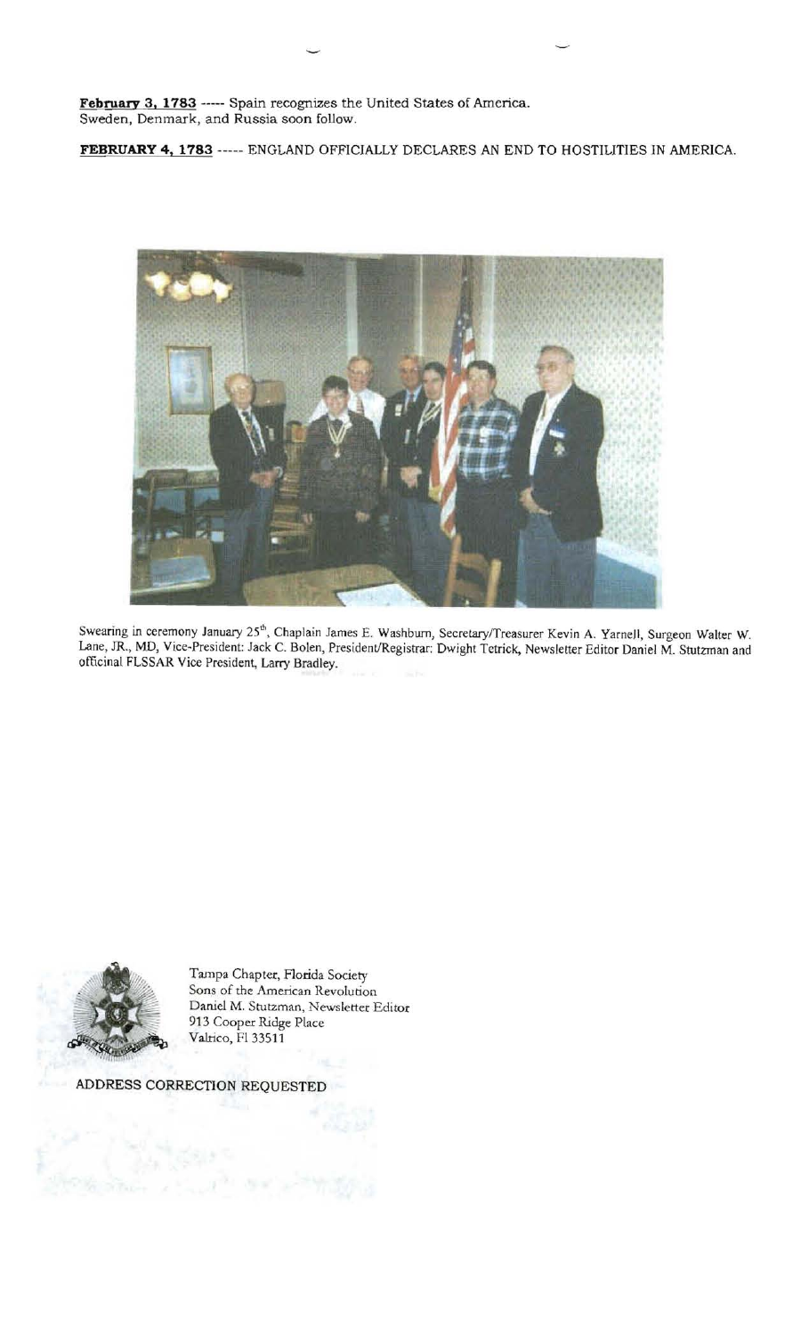**February 3, 1783** ----- Spain recognizes the United States of America.
Sweden, Denmark, and Russia soon follow.

**FEBRUARY 4, 1783** ----- ENGLAND OFFICIALLY DECLARES AN END TO HOSTILITIES IN AMERICA.

Swearing in ceremony January 25th, Chaplain James E. Washburn, Secretary/Treasurer Kevin A. Yarnell, Surgeon Walter W. Lane, JR., MD, Vice-President: Jack C. Bolen, President/Registrar: Dwight Tetrick, Newsletter Editor Daniel M. Stutzman and official FLSSAR Vice President, Larry Bradley.

Tampa Chapter, Florida Society
Sons of the American Revolution
Daniel M. Stutzman, Newsletter Editor
913 Cooper Ridge Place
Valrico, Fl 33511

ADDRESS CORRECTION REQUESTED